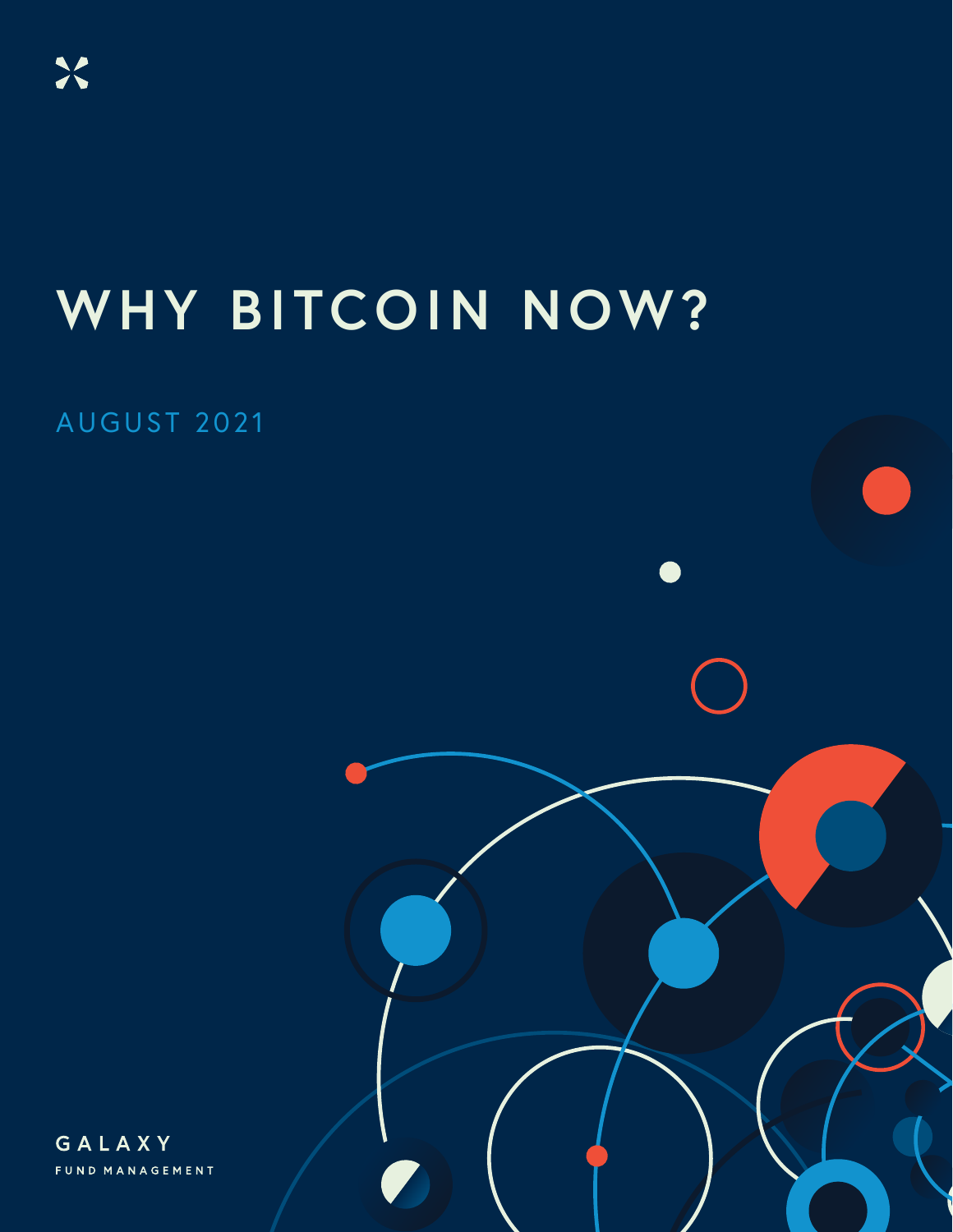# WHY BITCOIN NOW?

AUGUST 2021

GALAXY

FUND MANAGEMENT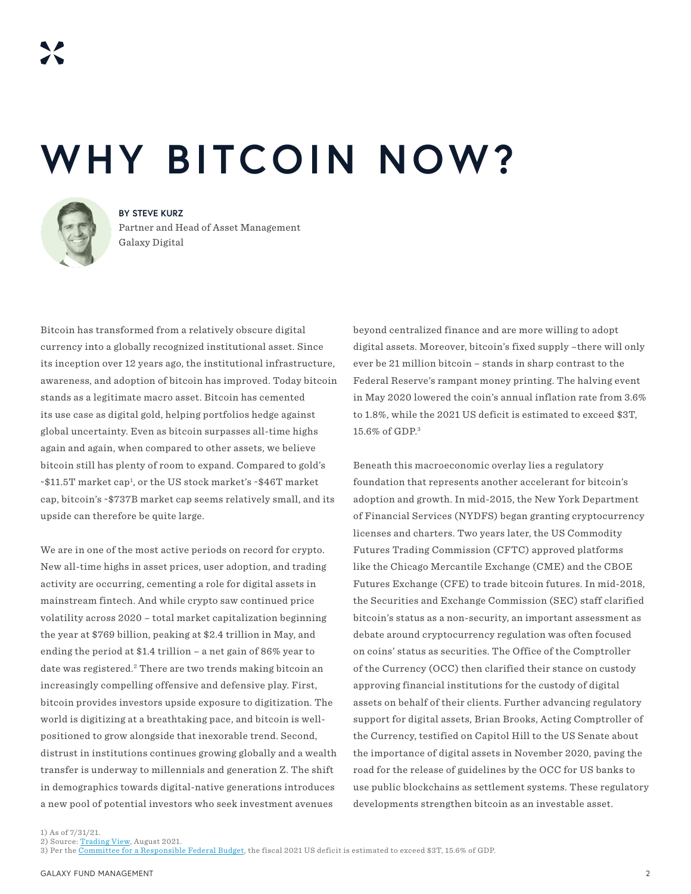# WHY BITCOIN NOW?

**BY STEVE KURZ**
Partner and Head of Asset Management
Galaxy Digital

Bitcoin has transformed from a relatively obscure digital currency into a globally recognized institutional asset. Since its inception over 12 years ago, the institutional infrastructure, awareness, and adoption of bitcoin has improved. Today bitcoin stands as a legitimate macro asset. Bitcoin has cemented its use case as digital gold, helping portfolios hedge against global uncertainty. Even as bitcoin surpasses all-time highs again and again, when compared to other assets, we believe bitcoin still has plenty of room to expand. Compared to gold's ~$11.5T market cap[1], or the US stock market's ~$46T market cap, bitcoin's ~$737B market cap seems relatively small, and its upside can therefore be quite large.

We are in one of the most active periods on record for crypto. New all-time highs in asset prices, user adoption, and trading activity are occurring, cementing a role for digital assets in mainstream fintech. And while crypto saw continued price volatility across 2020 – total market capitalization beginning the year at $769 billion, peaking at $2.4 trillion in May, and ending the period at $1.4 trillion – a net gain of 86% year to date was registered.[2] There are two trends making bitcoin an increasingly compelling offensive and defensive play. First, bitcoin provides investors upside exposure to digitization. The world is digitizing at a breathtaking pace, and bitcoin is well-positioned to grow alongside that inexorable trend. Second, distrust in institutions continues growing globally and a wealth transfer is underway to millennials and generation Z. The shift in demographics towards digital-native generations introduces a new pool of potential investors who seek investment avenues beyond centralized finance and are more willing to adopt digital assets. Moreover, bitcoin's fixed supply –there will only ever be 21 million bitcoin – stands in sharp contrast to the Federal Reserve's rampant money printing. The halving event in May 2020 lowered the coin's annual inflation rate from 3.6% to 1.8%, while the 2021 US deficit is estimated to exceed $3T, 15.6% of GDP.[3]

Beneath this macroeconomic overlay lies a regulatory foundation that represents another accelerant for bitcoin's adoption and growth. In mid-2015, the New York Department of Financial Services (NYDFS) began granting cryptocurrency licenses and charters. Two years later, the US Commodity Futures Trading Commission (CFTC) approved platforms like the Chicago Mercantile Exchange (CME) and the CBOE Futures Exchange (CFE) to trade bitcoin futures. In mid-2018, the Securities and Exchange Commission (SEC) staff clarified bitcoin's status as a non-security, an important assessment as debate around cryptocurrency regulation was often focused on coins' status as securities. The Office of the Comptroller of the Currency (OCC) then clarified their stance on custody approving financial institutions for the custody of digital assets on behalf of their clients. Further advancing regulatory support for digital assets, Brian Brooks, Acting Comptroller of the Currency, testified on Capitol Hill to the US Senate about the importance of digital assets in November 2020, paving the road for the release of guidelines by the OCC for US banks to use public blockchains as settlement systems. These regulatory developments strengthen bitcoin as an investable asset.

1) As of 7/31/21.
2) Source: Trading View, August 2021.
3) Per the Committee for a Responsible Federal Budget, the fiscal 2021 US deficit is estimated to exceed $3T, 15.6% of GDP.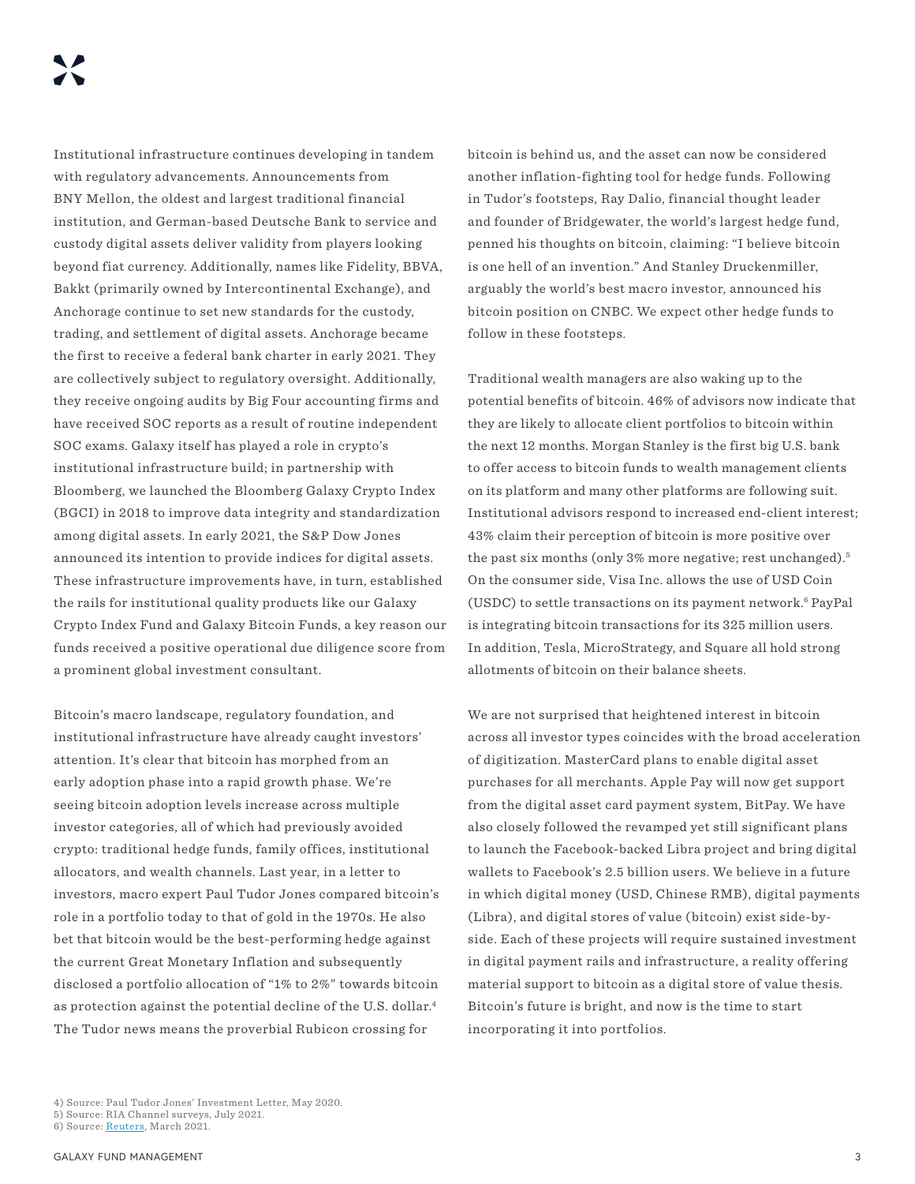Institutional infrastructure continues developing in tandem with regulatory advancements. Announcements from BNY Mellon, the oldest and largest traditional financial institution, and German-based Deutsche Bank to service and custody digital assets deliver validity from players looking beyond fiat currency. Additionally, names like Fidelity, BBVA, Bakkt (primarily owned by Intercontinental Exchange), and Anchorage continue to set new standards for the custody, trading, and settlement of digital assets. Anchorage became the first to receive a federal bank charter in early 2021. They are collectively subject to regulatory oversight. Additionally, they receive ongoing audits by Big Four accounting firms and have received SOC reports as a result of routine independent SOC exams. Galaxy itself has played a role in crypto's institutional infrastructure build; in partnership with Bloomberg, we launched the Bloomberg Galaxy Crypto Index (BGCI) in 2018 to improve data integrity and standardization among digital assets. In early 2021, the S&P Dow Jones announced its intention to provide indices for digital assets. These infrastructure improvements have, in turn, established the rails for institutional quality products like our Galaxy Crypto Index Fund and Galaxy Bitcoin Funds, a key reason our funds received a positive operational due diligence score from a prominent global investment consultant.

Bitcoin's macro landscape, regulatory foundation, and institutional infrastructure have already caught investors' attention. It's clear that bitcoin has morphed from an early adoption phase into a rapid growth phase. We're seeing bitcoin adoption levels increase across multiple investor categories, all of which had previously avoided crypto: traditional hedge funds, family offices, institutional allocators, and wealth channels. Last year, in a letter to investors, macro expert Paul Tudor Jones compared bitcoin's role in a portfolio today to that of gold in the 1970s. He also bet that bitcoin would be the best-performing hedge against the current Great Monetary Inflation and subsequently disclosed a portfolio allocation of "1% to 2%" towards bitcoin as protection against the potential decline of the U.S. dollar.[4] The Tudor news means the proverbial Rubicon crossing for bitcoin is behind us, and the asset can now be considered another inflation-fighting tool for hedge funds. Following in Tudor's footsteps, Ray Dalio, financial thought leader and founder of Bridgewater, the world's largest hedge fund, penned his thoughts on bitcoin, claiming: "I believe bitcoin is one hell of an invention." And Stanley Druckenmiller, arguably the world's best macro investor, announced his bitcoin position on CNBC. We expect other hedge funds to follow in these footsteps.

Traditional wealth managers are also waking up to the potential benefits of bitcoin. 46% of advisors now indicate that they are likely to allocate client portfolios to bitcoin within the next 12 months. Morgan Stanley is the first big U.S. bank to offer access to bitcoin funds to wealth management clients on its platform and many other platforms are following suit. Institutional advisors respond to increased end-client interest; 43% claim their perception of bitcoin is more positive over the past six months (only 3% more negative; rest unchanged).[5] On the consumer side, Visa Inc. allows the use of USD Coin (USDC) to settle transactions on its payment network.[6] PayPal is integrating bitcoin transactions for its 325 million users. In addition, Tesla, MicroStrategy, and Square all hold strong allotments of bitcoin on their balance sheets.

We are not surprised that heightened interest in bitcoin across all investor types coincides with the broad acceleration of digitization. MasterCard plans to enable digital asset purchases for all merchants. Apple Pay will now get support from the digital asset card payment system, BitPay. We have also closely followed the revamped yet still significant plans to launch the Facebook-backed Libra project and bring digital wallets to Facebook's 2.5 billion users. We believe in a future in which digital money (USD, Chinese RMB), digital payments (Libra), and digital stores of value (bitcoin) exist side-by-side. Each of these projects will require sustained investment in digital payment rails and infrastructure, a reality offering material support to bitcoin as a digital store of value thesis. Bitcoin's future is bright, and now is the time to start incorporating it into portfolios.

4) Source: Paul Tudor Jones' Investment Letter, May 2020.
5) Source: RIA Channel surveys, July 2021.
6) Source: Reuters, March 2021.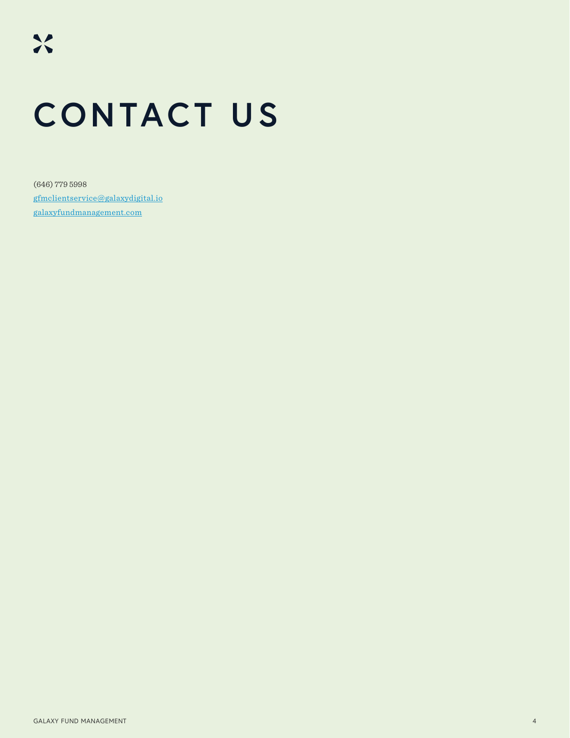# CONTACT US

(646) 779 5998

gfmclientservice@galaxydigital.io

galaxyfundmanagement.com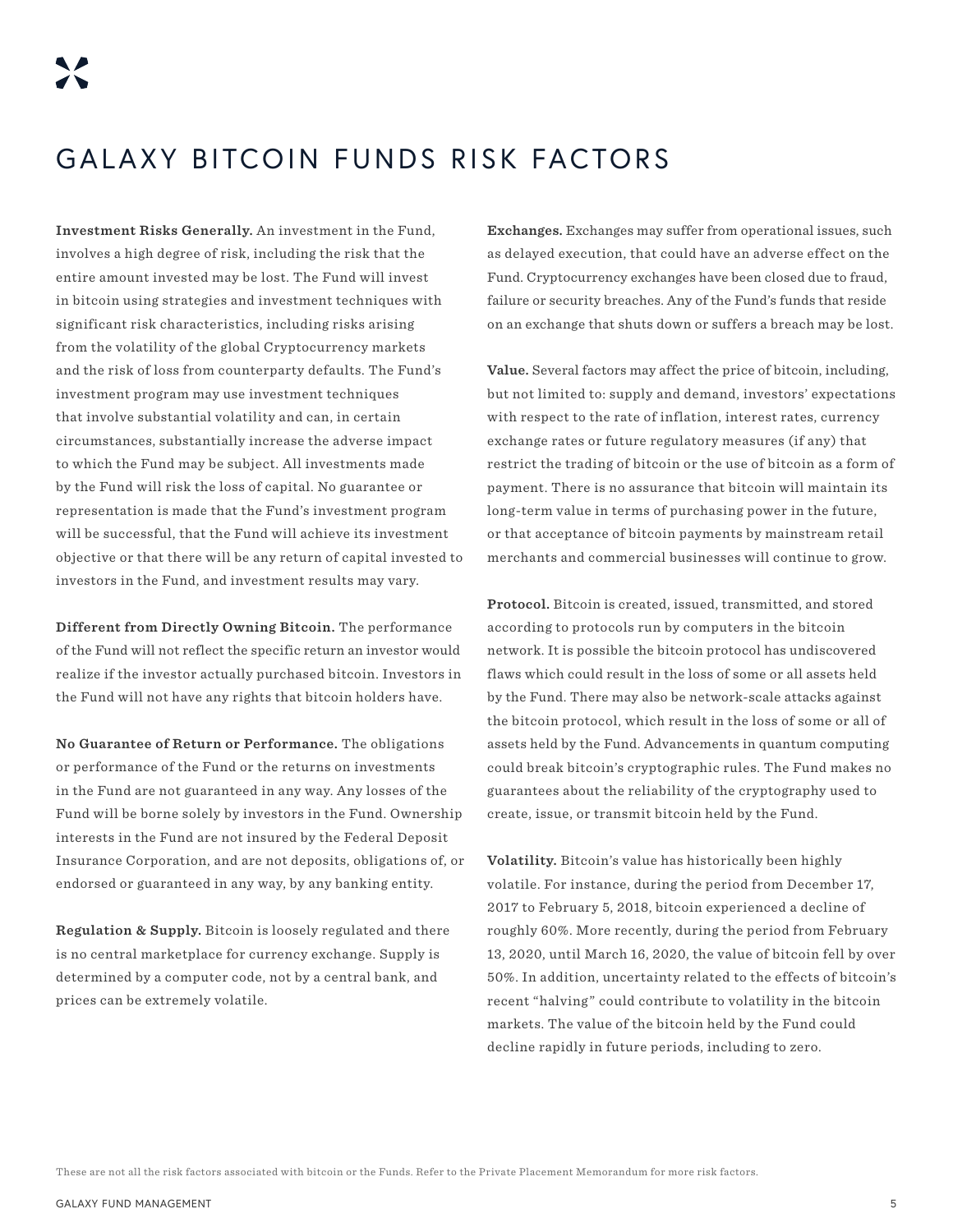# GALAXY BITCOIN FUNDS RISK FACTORS

**Investment Risks Generally.** An investment in the Fund, involves a high degree of risk, including the risk that the entire amount invested may be lost. The Fund will invest in bitcoin using strategies and investment techniques with significant risk characteristics, including risks arising from the volatility of the global Cryptocurrency markets and the risk of loss from counterparty defaults. The Fund's investment program may use investment techniques that involve substantial volatility and can, in certain circumstances, substantially increase the adverse impact to which the Fund may be subject. All investments made by the Fund will risk the loss of capital. No guarantee or representation is made that the Fund's investment program will be successful, that the Fund will achieve its investment objective or that there will be any return of capital invested to investors in the Fund, and investment results may vary.

**Different from Directly Owning Bitcoin.** The performance of the Fund will not reflect the specific return an investor would realize if the investor actually purchased bitcoin. Investors in the Fund will not have any rights that bitcoin holders have.

**No Guarantee of Return or Performance.** The obligations or performance of the Fund or the returns on investments in the Fund are not guaranteed in any way. Any losses of the Fund will be borne solely by investors in the Fund. Ownership interests in the Fund are not insured by the Federal Deposit Insurance Corporation, and are not deposits, obligations of, or endorsed or guaranteed in any way, by any banking entity.

**Regulation & Supply.** Bitcoin is loosely regulated and there is no central marketplace for currency exchange. Supply is determined by a computer code, not by a central bank, and prices can be extremely volatile.

**Exchanges.** Exchanges may suffer from operational issues, such as delayed execution, that could have an adverse effect on the Fund. Cryptocurrency exchanges have been closed due to fraud, failure or security breaches. Any of the Fund's funds that reside on an exchange that shuts down or suffers a breach may be lost.

**Value.** Several factors may affect the price of bitcoin, including, but not limited to: supply and demand, investors' expectations with respect to the rate of inflation, interest rates, currency exchange rates or future regulatory measures (if any) that restrict the trading of bitcoin or the use of bitcoin as a form of payment. There is no assurance that bitcoin will maintain its long-term value in terms of purchasing power in the future, or that acceptance of bitcoin payments by mainstream retail merchants and commercial businesses will continue to grow.

**Protocol.** Bitcoin is created, issued, transmitted, and stored according to protocols run by computers in the bitcoin network. It is possible the bitcoin protocol has undiscovered flaws which could result in the loss of some or all assets held by the Fund. There may also be network-scale attacks against the bitcoin protocol, which result in the loss of some or all of assets held by the Fund. Advancements in quantum computing could break bitcoin's cryptographic rules. The Fund makes no guarantees about the reliability of the cryptography used to create, issue, or transmit bitcoin held by the Fund.

**Volatility.** Bitcoin's value has historically been highly volatile. For instance, during the period from December 17, 2017 to February 5, 2018, bitcoin experienced a decline of roughly 60%. More recently, during the period from February 13, 2020, until March 16, 2020, the value of bitcoin fell by over 50%. In addition, uncertainty related to the effects of bitcoin's recent "halving" could contribute to volatility in the bitcoin markets. The value of the bitcoin held by the Fund could decline rapidly in future periods, including to zero.

These are not all the risk factors associated with bitcoin or the Funds. Refer to the Private Placement Memorandum for more risk factors.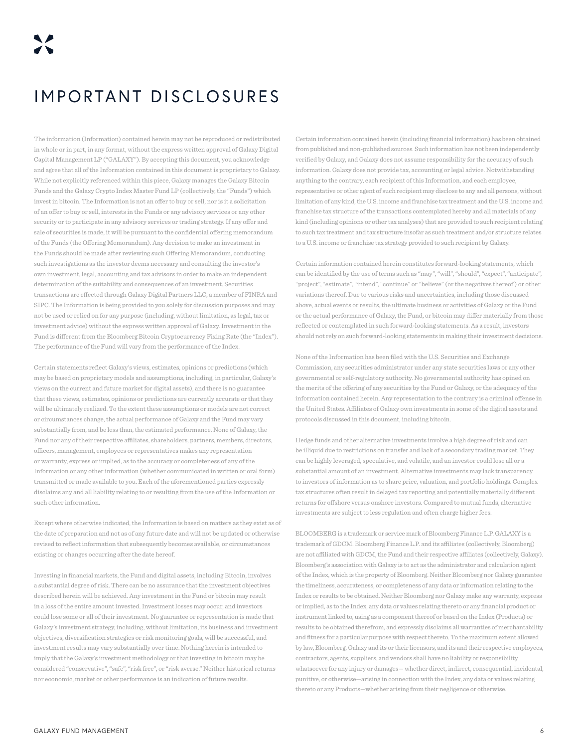# IMPORTANT DISCLOSURES

The information (Information) contained herein may not be reproduced or redistributed in whole or in part, in any format, without the express written approval of Galaxy Digital Capital Management LP ("GALAXY"). By accepting this document, you acknowledge and agree that all of the Information contained in this document is proprietary to Galaxy. While not explicitly referenced within this piece, Galaxy manages the Galaxy Bitcoin Funds and the Galaxy Crypto Index Master Fund LP (collectively, the "Funds") which invest in bitcoin. The Information is not an offer to buy or sell, nor is it a solicitation of an offer to buy or sell, interests in the Funds or any advisory services or any other security or to participate in any advisory services or trading strategy. If any offer and sale of securities is made, it will be pursuant to the confidential offering memorandum of the Funds (the Offering Memorandum). Any decision to make an investment in the Funds should be made after reviewing such Offering Memorandum, conducting such investigations as the investor deems necessary and consulting the investor's own investment, legal, accounting and tax advisors in order to make an independent determination of the suitability and consequences of an investment. Securities transactions are effected through Galaxy Digital Partners LLC, a member of FINRA and SIPC. The Information is being provided to you solely for discussion purposes and may not be used or relied on for any purpose (including, without limitation, as legal, tax or investment advice) without the express written approval of Galaxy. Investment in the Fund is different from the Bloomberg Bitcoin Cryptocurrency Fixing Rate (the "Index"). The performance of the Fund will vary from the performance of the Index.

Certain statements reflect Galaxy's views, estimates, opinions or predictions (which may be based on proprietary models and assumptions, including, in particular, Galaxy's views on the current and future market for digital assets), and there is no guarantee that these views, estimates, opinions or predictions are currently accurate or that they will be ultimately realized. To the extent these assumptions or models are not correct or circumstances change, the actual performance of Galaxy and the Fund may vary substantially from, and be less than, the estimated performance. None of Galaxy, the Fund nor any of their respective affiliates, shareholders, partners, members, directors, officers, management, employees or representatives makes any representation or warranty, express or implied, as to the accuracy or completeness of any of the Information or any other information (whether communicated in written or oral form) transmitted or made available to you. Each of the aforementioned parties expressly disclaims any and all liability relating to or resulting from the use of the Information or such other information.

Except where otherwise indicated, the Information is based on matters as they exist as of the date of preparation and not as of any future date and will not be updated or otherwise revised to reflect information that subsequently becomes available, or circumstances existing or changes occurring after the date hereof.

Investing in financial markets, the Fund and digital assets, including Bitcoin, involves a substantial degree of risk. There can be no assurance that the investment objectives described herein will be achieved. Any investment in the Fund or bitcoin may result in a loss of the entire amount invested. Investment losses may occur, and investors could lose some or all of their investment. No guarantee or representation is made that Galaxy's investment strategy, including, without limitation, its business and investment objectives, diversification strategies or risk monitoring goals, will be successful, and investment results may vary substantially over time. Nothing herein is intended to imply that the Galaxy's investment methodology or that investing in bitcoin may be considered "conservative", "safe", "risk free", or "risk averse." Neither historical returns nor economic, market or other performance is an indication of future results.

Certain information contained herein (including financial information) has been obtained from published and non-published sources. Such information has not been independently verified by Galaxy, and Galaxy does not assume responsibility for the accuracy of such information. Galaxy does not provide tax, accounting or legal advice. Notwithstanding anything to the contrary, each recipient of this Information, and each employee, representative or other agent of such recipient may disclose to any and all persons, without limitation of any kind, the U.S. income and franchise tax treatment and the U.S. income and franchise tax structure of the transactions contemplated hereby and all materials of any kind (including opinions or other tax analyses) that are provided to such recipient relating to such tax treatment and tax structure insofar as such treatment and/or structure relates to a U.S. income or franchise tax strategy provided to such recipient by Galaxy.

Certain information contained herein constitutes forward-looking statements, which can be identified by the use of terms such as "may", "will", "should", "expect", "anticipate", "project", "estimate", "intend", "continue" or "believe" (or the negatives thereof) or other variations thereof. Due to various risks and uncertainties, including those discussed above, actual events or results, the ultimate business or activities of Galaxy or the Fund or the actual performance of Galaxy, the Fund, or bitcoin may differ materially from those reflected or contemplated in such forward-looking statements. As a result, investors should not rely on such forward-looking statements in making their investment decisions.

None of the Information has been filed with the U.S. Securities and Exchange Commission, any securities administrator under any state securities laws or any other governmental or self-regulatory authority. No governmental authority has opined on the merits of the offering of any securities by the Fund or Galaxy, or the adequacy of the information contained herein. Any representation to the contrary is a criminal offense in the United States. Affiliates of Galaxy own investments in some of the digital assets and protocols discussed in this document, including bitcoin.

Hedge funds and other alternative investments involve a high degree of risk and can be illiquid due to restrictions on transfer and lack of a secondary trading market. They can be highly leveraged, speculative, and volatile, and an investor could lose all or a substantial amount of an investment. Alternative investments may lack transparency to investors of information as to share price, valuation, and portfolio holdings. Complex tax structures often result in delayed tax reporting and potentially materially different returns for offshore versus onshore investors. Compared to mutual funds, alternative investments are subject to less regulation and often charge higher fees.

BLOOMBERG is a trademark or service mark of Bloomberg Finance L.P. GALAXY is a trademark of GDCM. Bloomberg Finance L.P. and its affiliates (collectively, Bloomberg) are not affiliated with GDCM, the Fund and their respective affiliates (collectively, Galaxy). Bloomberg's association with Galaxy is to act as the administrator and calculation agent of the Index, which is the property of Bloomberg. Neither Bloomberg nor Galaxy guarantee the timeliness, accurateness, or completeness of any data or information relating to the Index or results to be obtained. Neither Bloomberg nor Galaxy make any warranty, express or implied, as to the Index, any data or values relating thereto or any financial product or instrument linked to, using as a component thereof or based on the Index (Products) or results to be obtained therefrom, and expressly disclaims all warranties of merchantability and fitness for a particular purpose with respect thereto. To the maximum extent allowed by law, Bloomberg, Galaxy and its or their licensors, and its and their respective employees, contractors, agents, suppliers, and vendors shall have no liability or responsibility whatsoever for any injury or damages— whether direct, indirect, consequential, incidental, punitive, or otherwise—arising in connection with the Index, any data or values relating thereto or any Products—whether arising from their negligence or otherwise.